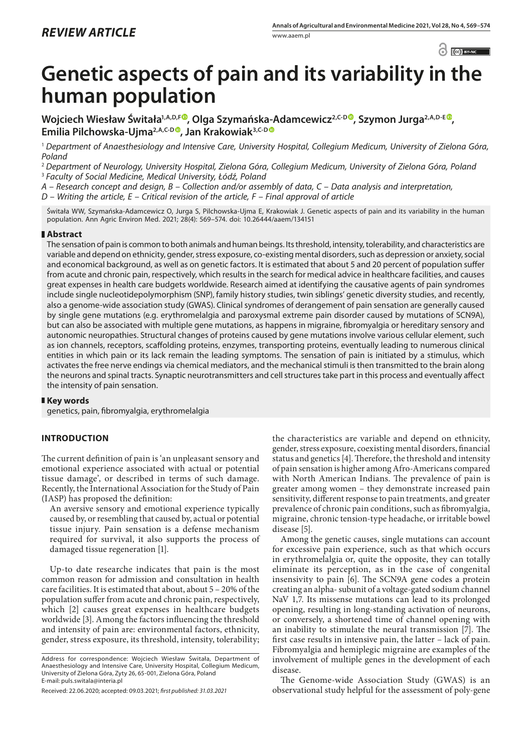*REVIEW ARTICLE*

# Genetic aspects of pain and its variability in the human population

**Wojciech Wiesław Świtała[1,A,D,F], Olga Szymańska-Adamcewicz[2,C-D], Szymon Jurga[2,A,D-E], Emilia Pilchowska-Ujma[2,A,C-D], Jan Krakowiak[3,C-D]**

[1] *Department of Anaesthesiology and Intensive Care, University Hospital, Collegium Medicum, University of Zielona Góra, Poland*

[2] *Department of Neurology, University Hospital, Zielona Góra, Collegium Medicum, University of Zielona Góra, Poland*

[3] *Faculty of Social Medicine, Medical University, Łódź, Poland*

*A – Research concept and design, B – Collection and/or assembly of data, C – Data analysis and interpretation, D – Writing the article, E – Critical revision of the article, F – Final approval of article*

Świtała WW, Szymańska-Adamcewicz O, Jurga S, Pilchowska-Ujma E, Krakowiak J. Genetic aspects of pain and its variability in the human population. Ann Agric Environ Med. 2021; 28(4): 569–574. doi: 10.26444/aaem/134151

## Abstract

The sensation of pain is common to both animals and human beings. Its threshold, intensity, tolerability, and characteristics are variable and depend on ethnicity, gender, stress exposure, co-existing mental disorders, such as depression or anxiety, social and economical background, as well as on genetic factors. It is estimated that about 5 and 20 percent of population suffer from acute and chronic pain, respectively, which results in the search for medical advice in healthcare facilities, and causes great expenses in health care budgets worldwide. Research aimed at identifying the causative agents of pain syndromes include single nucleotidepolymorphism (SNP), family history studies, twin siblings' genetic diversity studies, and recently, also a genome-wide association study (GWAS). Clinical syndromes of derangement of pain sensation are generally caused by single gene mutations (e.g. erythromelalgia and paroxysmal extreme pain disorder caused by mutations of SCN9A), but can also be associated with multiple gene mutations, as happens in migraine, fibromyalgia or hereditary sensory and autonomic neuropathies. Structural changes of proteins caused by gene mutations involve various cellular element, such as ion channels, receptors, scaffolding proteins, enzymes, transporting proteins, eventually leading to numerous clinical entities in which pain or its lack remain the leading symptoms. The sensation of pain is initiated by a stimulus, which activates the free nerve endings via chemical mediators, and the mechanical stimuli is then transmitted to the brain along the neurons and spinal tracts. Synaptic neurotransmitters and cell structures take part in this process and eventually affect the intensity of pain sensation.

## Key words

genetics, pain, fibromyalgia, erythromelalgia

## INTRODUCTION

The current definition of pain is 'an unpleasant sensory and emotional experience associated with actual or potential tissue damage', or described in terms of such damage. Recently, the International Association for the Study of Pain (IASP) has proposed the definition:

> An aversive sensory and emotional experience typically caused by, or resembling that caused by, actual or potential tissue injury. Pain sensation is a defense mechanism required for survival, it also supports the process of damaged tissue regeneration [1].

Up-to date researche indicates that pain is the most common reason for admission and consultation in health care facilities. It is estimated that about, about 5 – 20% of the population suffer from acute and chronic pain, respectively, which [2] causes great expenses in healthcare budgets worldwide [3]. Among the factors influencing the threshold and intensity of pain are: environmental factors, ethnicity, gender, stress exposure, its threshold, intensity, tolerability; the characteristics are variable and depend on ethnicity, gender, stress exposure, coexisting mental disorders, financial status and genetics [4]. Therefore, the threshold and intensity of pain sensation is higher among Afro-Americans compared with North American Indians. The prevalence of pain is greater among women – they demonstrate increased pain sensitivity, different response to pain treatments, and greater prevalence of chronic pain conditions, such as fibromyalgia, migraine, chronic tension-type headache, or irritable bowel disease [5].

Among the genetic causes, single mutations can account for excessive pain experience, such as that which occurs in erythromelalgia or, quite the opposite, they can totally eliminate its perception, as in the case of congenital insensitivity to pain [6]. The SCN9A gene codes a protein creating an alpha- subunit of a voltage-gated sodium channel NaV 1,7. Its missense mutations can lead to its prolonged opening, resulting in long-standing activation of neurons, or conversely, a shortened time of channel opening with an inability to stimulate the neural transmission [7]. The first case results in intensive pain, the latter – lack of pain. Fibromyalgia and hemiplegic migraine are examples of the involvement of multiple genes in the development of each disease.

The Genome-wide Association Study (GWAS) is an observational study helpful for the assessment of poly-gene

Address for correspondence: Wojciech Wiesław Świtała, Department of Anaesthesiology and Intensive Care, University Hospital, Collegium Medicum, University of Zielona Góra, Zyty 26, 65-001, Zielona Góra, Poland
E-mail: puls.switala@interia.pl

Received: 22.06.2020; accepted: 09.03.2021; *first published: 31.03.2021*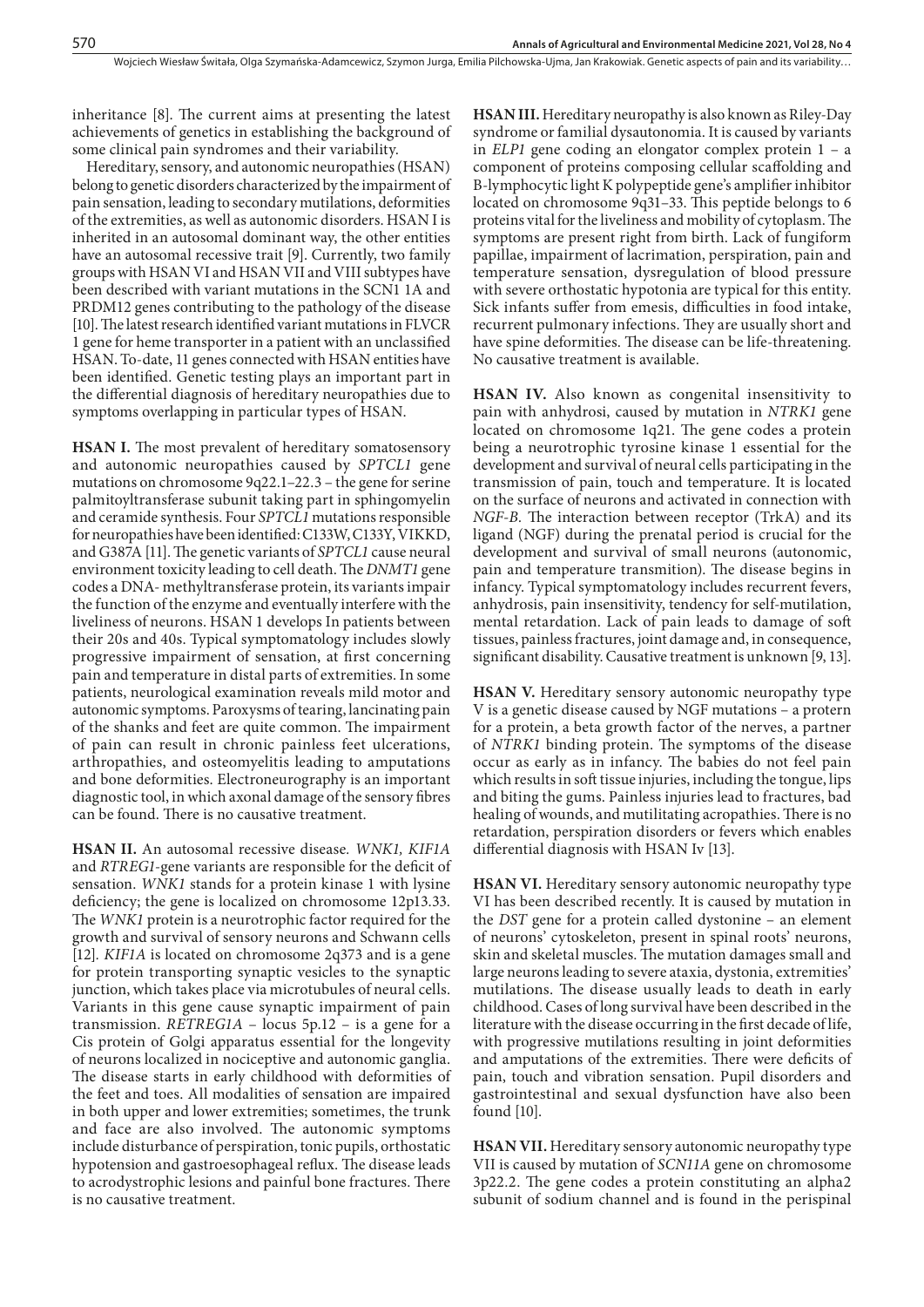inheritance [8]. The current aims at presenting the latest achievements of genetics in establishing the background of some clinical pain syndromes and their variability.

Hereditary, sensory, and autonomic neuropathies (HSAN) belong to genetic disorders characterized by the impairment of pain sensation, leading to secondary mutilations, deformities of the extremities, as well as autonomic disorders. HSAN I is inherited in an autosomal dominant way, the other entities have an autosomal recessive trait [9]. Currently, two family groups with HSAN VI and HSAN VII and VIII subtypes have been described with variant mutations in the SCN1 1A and PRDM12 genes contributing to the pathology of the disease [10]. The latest research identified variant mutations in FLVCR 1 gene for heme transporter in a patient with an unclassified HSAN. To-date, 11 genes connected with HSAN entities have been identified. Genetic testing plays an important part in the differential diagnosis of hereditary neuropathies due to symptoms overlapping in particular types of HSAN.

**HSAN I.** The most prevalent of hereditary somatosensory and autonomic neuropathies caused by *SPTCL1* gene mutations on chromosome 9q22.1–22.3 – the gene for serine palmitoyltransferase subunit taking part in sphingomyelin and ceramide synthesis. Four *SPTCL1* mutations responsible for neuropathies have been identified: C133W, C133Y, VIKKD, and G387A [11]. The genetic variants of *SPTCL1* cause neural environment toxicity leading to cell death. The *DNMT1* gene codes a DNA- methyltransferase protein, its variants impair the function of the enzyme and eventually interfere with the liveliness of neurons. HSAN 1 develops In patients between their 20s and 40s. Typical symptomatology includes slowly progressive impairment of sensation, at first concerning pain and temperature in distal parts of extremities. In some patients, neurological examination reveals mild motor and autonomic symptoms. Paroxysms of tearing, lancinating pain of the shanks and feet are quite common. The impairment of pain can result in chronic painless feet ulcerations, arthropathies, and osteomyelitis leading to amputations and bone deformities. Electroneurography is an important diagnostic tool, in which axonal damage of the sensory fibres can be found. There is no causative treatment.

**HSAN II.** An autosomal recessive disease*. WNK1, KIF1A* and *RTREG1*-gene variants are responsible for the deficit of sensation. *WNK1* stands for a protein kinase 1 with lysine deficiency; the gene is localized on chromosome 12p13.33. The *WNK1* protein is a neurotrophic factor required for the growth and survival of sensory neurons and Schwann cells [12]. *KIF1A* is located on chromosome 2q373 and is a gene for protein transporting synaptic vesicles to the synaptic junction, which takes place via microtubules of neural cells. Variants in this gene cause synaptic impairment of pain transmission. *RETREG1A* – locus 5p.12 – is a gene for a Cis protein of Golgi apparatus essential for the longevity of neurons localized in nociceptive and autonomic ganglia. The disease starts in early childhood with deformities of the feet and toes. All modalities of sensation are impaired in both upper and lower extremities; sometimes, the trunk and face are also involved. The autonomic symptoms include disturbance of perspiration, tonic pupils, orthostatic hypotension and gastroesophageal reflux. The disease leads to acrodystrophic lesions and painful bone fractures. There is no causative treatment.

**HSAN III.** Hereditary neuropathy is also known as Riley-Day syndrome or familial dysautonomia. It is caused by variants in *ELP1* gene coding an elongator complex protein 1 – a component of proteins composing cellular scaffolding and B-lymphocytic light K polypeptide gene's amplifier inhibitor located on chromosome 9q31–33. This peptide belongs to 6 proteins vital for the liveliness and mobility of cytoplasm. The symptoms are present right from birth. Lack of fungiform papillae, impairment of lacrimation, perspiration, pain and temperature sensation, dysregulation of blood pressure with severe orthostatic hypotonia are typical for this entity. Sick infants suffer from emesis, difficulties in food intake, recurrent pulmonary infections. They are usually short and have spine deformities. The disease can be life-threatening. No causative treatment is available.

**HSAN IV.** Also known as congenital insensitivity to pain with anhydrosi, caused by mutation in *NTRK1* gene located on chromosome 1q21. The gene codes a protein being a neurotrophic tyrosine kinase 1 essential for the development and survival of neural cells participating in the transmission of pain, touch and temperature. It is located on the surface of neurons and activated in connection with *NGF-B*. The interaction between receptor (TrkA) and its ligand (NGF) during the prenatal period is crucial for the development and survival of small neurons (autonomic, pain and temperature transmition). The disease begins in infancy. Typical symptomatology includes recurrent fevers, anhydrosis, pain insensitivity, tendency for self-mutilation, mental retardation. Lack of pain leads to damage of soft tissues, painless fractures, joint damage and, in consequence, significant disability. Causative treatment is unknown [9, 13].

**HSAN V.** Hereditary sensory autonomic neuropathy type V is a genetic disease caused by NGF mutations – a protern for a protein, a beta growth factor of the nerves, a partner of *NTRK1* binding protein. The symptoms of the disease occur as early as in infancy. The babies do not feel pain which results in soft tissue injuries, including the tongue, lips and biting the gums. Painless injuries lead to fractures, bad healing of wounds, and mutilitating acropathies. There is no retardation, perspiration disorders or fevers which enables differential diagnosis with HSAN Iv [13].

**HSAN VI.** Hereditary sensory autonomic neuropathy type VI has been described recently. It is caused by mutation in the *DST* gene for a protein called dystonine – an element of neurons' cytoskeleton, present in spinal roots' neurons, skin and skeletal muscles. The mutation damages small and large neurons leading to severe ataxia, dystonia, extremities' mutilations. The disease usually leads to death in early childhood. Cases of long survival have been described in the literature with the disease occurring in the first decade of life, with progressive mutilations resulting in joint deformities and amputations of the extremities. There were deficits of pain, touch and vibration sensation. Pupil disorders and gastrointestinal and sexual dysfunction have also been found [10].

**HSAN VII.** Hereditary sensory autonomic neuropathy type VII is caused by mutation of *SCN11A* gene on chromosome 3p22.2. The gene codes a protein constituting an alpha2 subunit of sodium channel and is found in the perispinal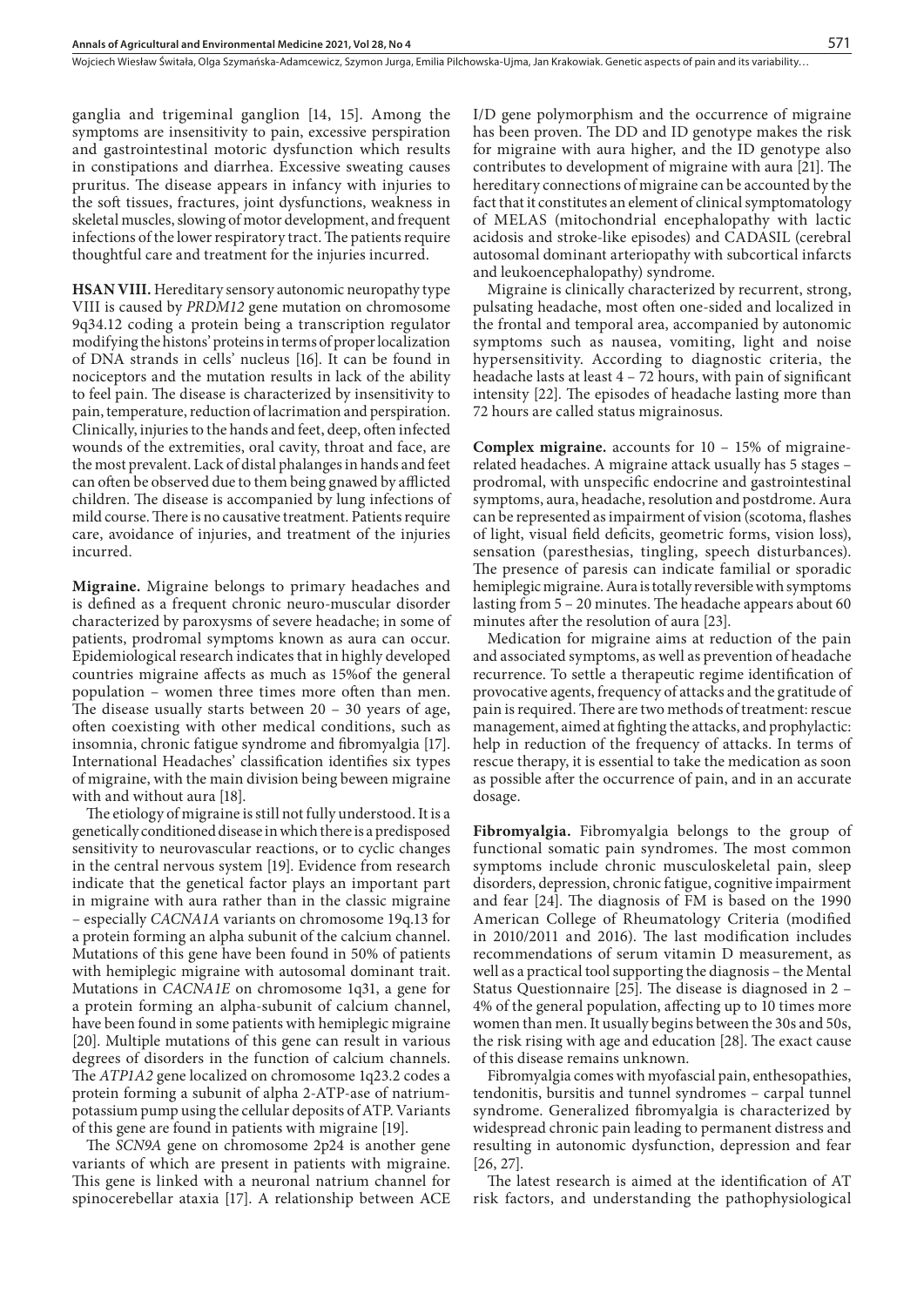ganglia and trigeminal ganglion [14, 15]. Among the symptoms are insensitivity to pain, excessive perspiration and gastrointestinal motoric dysfunction which results in constipations and diarrhea. Excessive sweating causes pruritus. The disease appears in infancy with injuries to the soft tissues, fractures, joint dysfunctions, weakness in skeletal muscles, slowing of motor development, and frequent infections of the lower respiratory tract. The patients require thoughtful care and treatment for the injuries incurred.

**HSAN VIII.** Hereditary sensory autonomic neuropathy type VIII is caused by *PRDM12* gene mutation on chromosome 9q34.12 coding a protein being a transcription regulator modifying the histons' proteins in terms of proper localization of DNA strands in cells' nucleus [16]. It can be found in nociceptors and the mutation results in lack of the ability to feel pain. The disease is characterized by insensitivity to pain, temperature, reduction of lacrimation and perspiration. Clinically, injuries to the hands and feet, deep, often infected wounds of the extremities, oral cavity, throat and face, are the most prevalent. Lack of distal phalanges in hands and feet can often be observed due to them being gnawed by afflicted children. The disease is accompanied by lung infections of mild course. There is no causative treatment. Patients require care, avoidance of injuries, and treatment of the injuries incurred.

**Migraine.** Migraine belongs to primary headaches and is defined as a frequent chronic neuro-muscular disorder characterized by paroxysms of severe headache; in some of patients, prodromal symptoms known as aura can occur. Epidemiological research indicates that in highly developed countries migraine affects as much as 15%of the general population – women three times more often than men. The disease usually starts between 20 – 30 years of age, often coexisting with other medical conditions, such as insomnia, chronic fatigue syndrome and fibromyalgia [17]. International Headaches' classification identifies six types of migraine, with the main division being beween migraine with and without aura [18].

The etiology of migraine is still not fully understood. It is a genetically conditioned disease in which there is a predisposed sensitivity to neurovascular reactions, or to cyclic changes in the central nervous system [19]. Evidence from research indicate that the genetical factor plays an important part in migraine with aura rather than in the classic migraine – especially *CACNA1A* variants on chromosome 19q.13 for a protein forming an alpha subunit of the calcium channel. Mutations of this gene have been found in 50% of patients with hemiplegic migraine with autosomal dominant trait. Mutations in *CACNA1E* on chromosome 1q31, a gene for a protein forming an alpha-subunit of calcium channel, have been found in some patients with hemiplegic migraine [20]. Multiple mutations of this gene can result in various degrees of disorders in the function of calcium channels. The *ATP1A2* gene localized on chromosome 1q23.2 codes a protein forming a subunit of alpha 2-ATP-ase of natrium-potassium pump using the cellular deposits of ATP. Variants of this gene are found in patients with migraine [19].

The *SCN9A* gene on chromosome 2p24 is another gene variants of which are present in patients with migraine. This gene is linked with a neuronal natrium channel for spinocerebellar ataxia [17]. A relationship between ACE I/D gene polymorphism and the occurrence of migraine has been proven. The DD and ID genotype makes the risk for migraine with aura higher, and the ID genotype also contributes to development of migraine with aura [21]. The hereditary connections of migraine can be accounted by the fact that it constitutes an element of clinical symptomatology of MELAS (mitochondrial encephalopathy with lactic acidosis and stroke-like episodes) and CADASIL (cerebral autosomal dominant arteriopathy with subcortical infarcts and leukoencephalopathy) syndrome.

Migraine is clinically characterized by recurrent, strong, pulsating headache, most often one-sided and localized in the frontal and temporal area, accompanied by autonomic symptoms such as nausea, vomiting, light and noise hypersensitivity. According to diagnostic criteria, the headache lasts at least 4 – 72 hours, with pain of significant intensity [22]. The episodes of headache lasting more than 72 hours are called status migrainosus.

**Complex migraine.** accounts for 10 – 15% of migraine-related headaches. A migraine attack usually has 5 stages – prodromal, with unspecific endocrine and gastrointestinal symptoms, aura, headache, resolution and postdrome. Aura can be represented as impairment of vision (scotoma, flashes of light, visual field deficits, geometric forms, vision loss), sensation (paresthesias, tingling, speech disturbances). The presence of paresis can indicate familial or sporadic hemiplegic migraine. Aura is totally reversible with symptoms lasting from 5 – 20 minutes. The headache appears about 60 minutes after the resolution of aura [23].

Medication for migraine aims at reduction of the pain and associated symptoms, as well as prevention of headache recurrence. To settle a therapeutic regime identification of provocative agents, frequency of attacks and the gratitude of pain is required. There are two methods of treatment: rescue management, aimed at fighting the attacks, and prophylactic: help in reduction of the frequency of attacks. In terms of rescue therapy, it is essential to take the medication as soon as possible after the occurrence of pain, and in an accurate dosage.

**Fibromyalgia.** Fibromyalgia belongs to the group of functional somatic pain syndromes. The most common symptoms include chronic musculoskeletal pain, sleep disorders, depression, chronic fatigue, cognitive impairment and fear [24]. The diagnosis of FM is based on the 1990 American College of Rheumatology Criteria (modified in 2010/2011 and 2016). The last modification includes recommendations of serum vitamin D measurement, as well as a practical tool supporting the diagnosis – the Mental Status Questionnaire [25]. The disease is diagnosed in 2 – 4% of the general population, affecting up to 10 times more women than men. It usually begins between the 30s and 50s, the risk rising with age and education [28]. The exact cause of this disease remains unknown.

Fibromyalgia comes with myofascial pain, enthesopathies, tendonitis, bursitis and tunnel syndromes – carpal tunnel syndrome. Generalized fibromyalgia is characterized by widespread chronic pain leading to permanent distress and resulting in autonomic dysfunction, depression and fear [26, 27].

The latest research is aimed at the identification of AT risk factors, and understanding the pathophysiological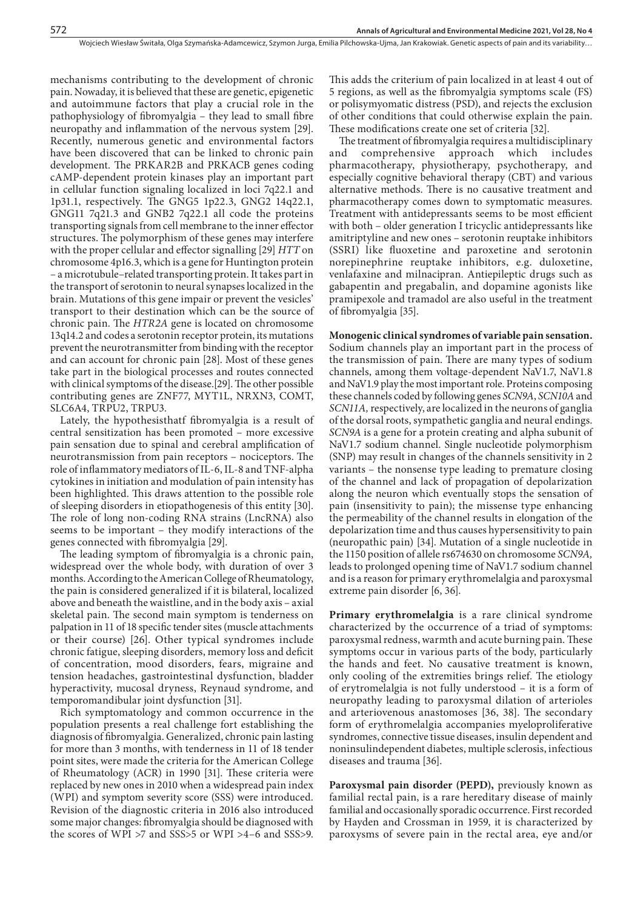mechanisms contributing to the development of chronic pain. Nowaday, it is believed that these are genetic, epigenetic and autoimmune factors that play a crucial role in the pathophysiology of fibromyalgia – they lead to small fibre neuropathy and inflammation of the nervous system [29]. Recently, numerous genetic and environmental factors have been discovered that can be linked to chronic pain development. The PRKAR2B and PRKACB genes coding cAMP-dependent protein kinases play an important part in cellular function signaling localized in loci 7q22.1 and 1p31.1, respectively. The GNG5 1p22.3, GNG2 14q22.1, GNG11 7q21.3 and GNB2 7q22.1 all code the proteins transporting signals from cell membrane to the inner effector structures. The polymorphism of these genes may interfere with the proper cellular and effector signalling [29] *HTT* on chromosome 4p16.3, which is a gene for Huntington protein – a microtubule–related transporting protein. It takes part in the transport of serotonin to neural synapses localized in the brain. Mutations of this gene impair or prevent the vesicles' transport to their destination which can be the source of chronic pain. The *HTR2A* gene is located on chromosome 13q14.2 and codes a serotonin receptor protein, its mutations prevent the neurotransmitter from binding with the receptor and can account for chronic pain [28]. Most of these genes take part in the biological processes and routes connected with clinical symptoms of the disease.[29]. The other possible contributing genes are ZNF77, MYT1L, NRXN3, COMT, SLC6A4, TRPU2, TRPU3.

Lately, the hypothesisthatf fibromyalgia is a result of central sensitization has been promoted – more excessive pain sensation due to spinal and cerebral amplification of neurotransmission from pain receptors – nociceptors. The role of inflammatory mediators of IL-6, IL-8 and TNF-alpha cytokines in initiation and modulation of pain intensity has been highlighted. This draws attention to the possible role of sleeping disorders in etiopathogenesis of this entity [30]. The role of long non-coding RNA strains (LncRNA) also seems to be important – they modify interactions of the genes connected with fibromyalgia [29].

The leading symptom of fibromyalgia is a chronic pain, widespread over the whole body, with duration of over 3 months. According to the American College of Rheumatology, the pain is considered generalized if it is bilateral, localized above and beneath the waistline, and in the body axis – axial skeletal pain. The second main symptom is tenderness on palpation in 11 of 18 specific tender sites (muscle attachments or their course) [26]. Other typical syndromes include chronic fatigue, sleeping disorders, memory loss and deficit of concentration, mood disorders, fears, migraine and tension headaches, gastrointestinal dysfunction, bladder hyperactivity, mucosal dryness, Reynaud syndrome, and temporomandibular joint dysfunction [31].

Rich symptomatology and common occurrence in the population presents a real challenge fort establishing the diagnosis of fibromyalgia. Generalized, chronic pain lasting for more than 3 months, with tenderness in 11 of 18 tender point sites, were made the criteria for the American College of Rheumatology (ACR) in 1990 [31]. These criteria were replaced by new ones in 2010 when a widespread pain index (WPI) and symptom severity score (SSS) were introduced. Revision of the diagnostic criteria in 2016 also introduced some major changes: fibromyalgia should be diagnosed with the scores of WPI >7 and SSS>5 or WPI >4–6 and SSS>9. This adds the criterium of pain localized in at least 4 out of 5 regions, as well as the fibromyalgia symptoms scale (FS) or polisymyomatic distress (PSD), and rejects the exclusion of other conditions that could otherwise explain the pain. These modifications create one set of criteria [32].

The treatment of fibromyalgia requires a multidisciplinary and comprehensive approach which includes pharmacotherapy, physiotherapy, psychotherapy, and especially cognitive behavioral therapy (CBT) and various alternative methods. There is no causative treatment and pharmacotherapy comes down to symptomatic measures. Treatment with antidepressants seems to be most efficient with both – older generation I tricyclic antidepressants like amitriptyline and new ones – serotonin reuptake inhibitors (SSRI) like fluoxetine and paroxetine and serotonin norepinephrine reuptake inhibitors, e.g. duloxetine, venlafaxine and milnacipran. Antiepileptic drugs such as gabapentin and pregabalin, and dopamine agonists like pramipexole and tramadol are also useful in the treatment of fibromyalgia [35].

**Monogenic clinical syndromes of variable pain sensation.** Sodium channels play an important part in the process of the transmission of pain. There are many types of sodium channels, among them voltage-dependent NaV1.7, NaV1.8 and NaV1.9 play the most important role. Proteins composing these channels coded by following genes *SCN9A*, *SCN10A* and *SCN11A,* respectively, are localized in the neurons of ganglia of the dorsal roots, sympathetic ganglia and neural endings. *SCN9A* is a gene for a protein creating and alpha subunit of NaV1.7 sodium channel. Single nucleotide polymorphism (SNP) may result in changes of the channels sensitivity in 2 variants – the nonsense type leading to premature closing of the channel and lack of propagation of depolarization along the neuron which eventually stops the sensation of pain (insensitivity to pain); the missense type enhancing the permeability of the channel results in elongation of the depolarization time and thus causes hypersensitivity to pain (neuropathic pain) [34]. Mutation of a single nucleotide in the 1150 position of allele rs674630 on chromosome *SCN9A,* leads to prolonged opening time of NaV1.7 sodium channel and is a reason for primary erythromelalgia and paroxysmal extreme pain disorder [6, 36].

**Primary erythromelalgia** is a rare clinical syndrome characterized by the occurrence of a triad of symptoms: paroxysmal redness, warmth and acute burning pain. These symptoms occur in various parts of the body, particularly the hands and feet. No causative treatment is known, only cooling of the extremities brings relief. The etiology of erytromelalgia is not fully understood – it is a form of neuropathy leading to paroxysmal dilation of arterioles and arteriovenous anastomoses [36, 38]. The secondary form of erythromelalgia accompanies myeloproliferative syndromes, connective tissue diseases, insulin dependent and noninsulindependent diabetes, multiple sclerosis, infectious diseases and trauma [36].

**Paroxysmal pain disorder (PEPD),** previously known as familial rectal pain, is a rare hereditary disease of mainly familial and occasionally sporadic occurrence. First recorded by Hayden and Crossman in 1959, it is characterized by paroxysms of severe pain in the rectal area, eye and/or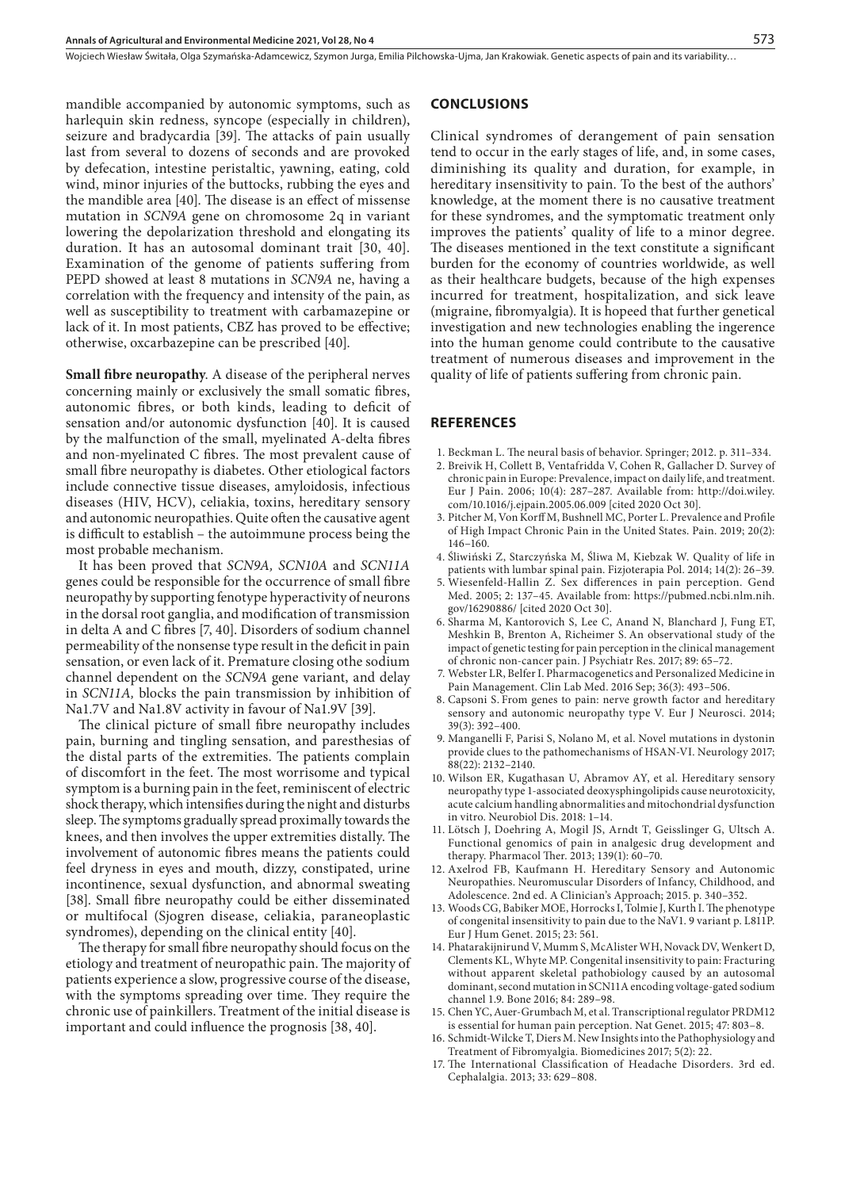mandible accompanied by autonomic symptoms, such as harlequin skin redness, syncope (especially in children), seizure and bradycardia [39]. The attacks of pain usually last from several to dozens of seconds and are provoked by defecation, intestine peristaltic, yawning, eating, cold wind, minor injuries of the buttocks, rubbing the eyes and the mandible area [40]. The disease is an effect of missense mutation in *SCN9A* gene on chromosome 2q in variant lowering the depolarization threshold and elongating its duration. It has an autosomal dominant trait [30, 40]. Examination of the genome of patients suffering from PEPD showed at least 8 mutations in *SCN9A* ne, having a correlation with the frequency and intensity of the pain, as well as susceptibility to treatment with carbamazepine or lack of it. In most patients, CBZ has proved to be effective; otherwise, oxcarbazepine can be prescribed [40].

**Small fibre neuropathy**. A disease of the peripheral nerves concerning mainly or exclusively the small somatic fibres, autonomic fibres, or both kinds, leading to deficit of sensation and/or autonomic dysfunction [40]. It is caused by the malfunction of the small, myelinated A-delta fibres and non-myelinated C fibres. The most prevalent cause of small fibre neuropathy is diabetes. Other etiological factors include connective tissue diseases, amyloidosis, infectious diseases (HIV, HCV), celiakia, toxins, hereditary sensory and autonomic neuropathies. Quite often the causative agent is difficult to establish – the autoimmune process being the most probable mechanism.

It has been proved that *SCN9A, SCN10A* and *SCN11A* genes could be responsible for the occurrence of small fibre neuropathy by supporting fenotype hyperactivity of neurons in the dorsal root ganglia, and modification of transmission in delta A and C fibres [7, 40]. Disorders of sodium channel permeability of the nonsense type result in the deficit in pain sensation, or even lack of it. Premature closing othe sodium channel dependent on the *SCN9A* gene variant, and delay in *SCN11A,* blocks the pain transmission by inhibition of Na1.7V and Na1.8V activity in favour of Na1.9V [39].

The clinical picture of small fibre neuropathy includes pain, burning and tingling sensation, and paresthesias of the distal parts of the extremities. The patients complain of discomfort in the feet. The most worrisome and typical symptom is a burning pain in the feet, reminiscent of electric shock therapy, which intensifies during the night and disturbs sleep. The symptoms gradually spread proximally towards the knees, and then involves the upper extremities distally. The involvement of autonomic fibres means the patients could feel dryness in eyes and mouth, dizzy, constipated, urine incontinence, sexual dysfunction, and abnormal sweating [38]. Small fibre neuropathy could be either disseminated or multifocal (Sjogren disease, celiakia, paraneoplastic syndromes), depending on the clinical entity [40].

The therapy for small fibre neuropathy should focus on the etiology and treatment of neuropathic pain. The majority of patients experience a slow, progressive course of the disease, with the symptoms spreading over time. They require the chronic use of painkillers. Treatment of the initial disease is important and could influence the prognosis [38, 40].

## CONCLUSIONS

Clinical syndromes of derangement of pain sensation tend to occur in the early stages of life, and, in some cases, diminishing its quality and duration, for example, in hereditary insensitivity to pain. To the best of the authors' knowledge, at the moment there is no causative treatment for these syndromes, and the symptomatic treatment only improves the patients' quality of life to a minor degree. The diseases mentioned in the text constitute a significant burden for the economy of countries worldwide, as well as their healthcare budgets, because of the high expenses incurred for treatment, hospitalization, and sick leave (migraine, fibromyalgia). It is hopeed that further genetical investigation and new technologies enabling the ingerence into the human genome could contribute to the causative treatment of numerous diseases and improvement in the quality of life of patients suffering from chronic pain.

## REFERENCES

1. Beckman L. The neural basis of behavior. Springer; 2012. p. 311–334.
2. Breivik H, Collett B, Ventafridda V, Cohen R, Gallacher D. Survey of chronic pain in Europe: Prevalence, impact on daily life, and treatment. Eur J Pain. 2006; 10(4): 287–287. Available from: http://doi.wiley.com/10.1016/j.ejpain.2005.06.009 [cited 2020 Oct 30].
3. Pitcher M, Von Korff M, Bushnell MC, Porter L. Prevalence and Profile of High Impact Chronic Pain in the United States. Pain. 2019; 20(2): 146–160.
4. Śliwiński Z, Starczyńska M, Śliwa M, Kiebzak W. Quality of life in patients with lumbar spinal pain. Fizjoterapia Pol. 2014; 14(2): 26–39.
5. Wiesenfeld-Hallin Z. Sex differences in pain perception. Gend Med. 2005; 2: 137–45. Available from: https://pubmed.ncbi.nlm.nih.gov/16290886/ [cited 2020 Oct 30].
6. Sharma M, Kantorovich S, Lee C, Anand N, Blanchard J, Fung ET, Meshkin B, Brenton A, Richeimer S. An observational study of the impact of genetic testing for pain perception in the clinical management of chronic non-cancer pain. J Psychiatr Res. 2017; 89: 65–72.
7. Webster LR, Belfer I. Pharmacogenetics and Personalized Medicine in Pain Management. Clin Lab Med. 2016 Sep; 36(3): 493–506.
8. Capsoni S. From genes to pain: nerve growth factor and hereditary sensory and autonomic neuropathy type V. Eur J Neurosci. 2014; 39(3): 392–400.
9. Manganelli F, Parisi S, Nolano M, et al. Novel mutations in dystonin provide clues to the pathomechanisms of HSAN-VI. Neurology 2017; 88(22): 2132–2140.
10. Wilson ER, Kugathasan U, Abramov AY, et al. Hereditary sensory neuropathy type 1-associated deoxysphingolipids cause neurotoxicity, acute calcium handling abnormalities and mitochondrial dysfunction in vitro. Neurobiol Dis. 2018: 1–14.
11. Lötsch J, Doehring A, Mogil JS, Arndt T, Geisslinger G, Ultsch A. Functional genomics of pain in analgesic drug development and therapy. Pharmacol Ther. 2013; 139(1): 60–70.
12. Axelrod FB, Kaufmann H. Hereditary Sensory and Autonomic Neuropathies. Neuromuscular Disorders of Infancy, Childhood, and Adolescence. 2nd ed. A Clinician's Approach; 2015. p. 340–352.
13. Woods CG, Babiker MOE, Horrocks I, Tolmie J, Kurth I. The phenotype of congenital insensitivity to pain due to the NaV1. 9 variant p. L811P. Eur J Hum Genet. 2015; 23: 561.
14. Phatarakijnirund V, Mumm S, McAlister WH, Novack DV, Wenkert D, Clements KL, Whyte MP. Congenital insensitivity to pain: Fracturing without apparent skeletal pathobiology caused by an autosomal dominant, second mutation in SCN11A encoding voltage-gated sodium channel 1.9. Bone 2016; 84: 289–98.
15. Chen YC, Auer-Grumbach M, et al. Transcriptional regulator PRDM12 is essential for human pain perception. Nat Genet. 2015; 47: 803–8.
16. Schmidt-Wilcke T, Diers M. New Insights into the Pathophysiology and Treatment of Fibromyalgia. Biomedicines 2017; 5(2): 22.
17. The International Classification of Headache Disorders. 3rd ed. Cephalalgia. 2013; 33: 629–808.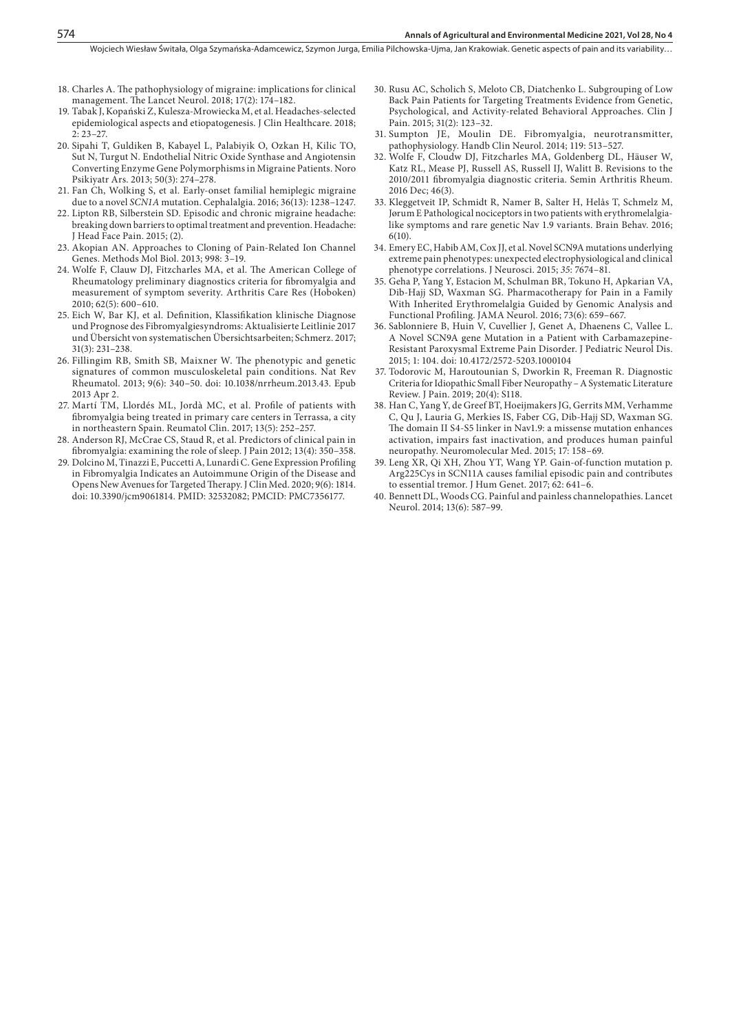18. Charles A. The pathophysiology of migraine: implications for clinical management. The Lancet Neurol. 2018; 17(2): 174–182.
19. Tabak J, Kopański Z, Kulesza-Mrowiecka M, et al. Headaches-selected epidemiological aspects and etiopatogenesis. J Clin Healthcare. 2018; 2: 23–27.
20. Sipahi T, Guldiken B, Kabayel L, Palabiyik O, Ozkan H, Kilic TO, Sut N, Turgut N. Endothelial Nitric Oxide Synthase and Angiotensin Converting Enzyme Gene Polymorphisms in Migraine Patients. Noro Psikiyatr Ars. 2013; 50(3): 274–278.
21. Fan Ch, Wolking S, et al. Early-onset familial hemiplegic migraine due to a novel *SCN1A* mutation. Cephalalgia. 2016; 36(13): 1238–1247.
22. Lipton RB, Silberstein SD. Episodic and chronic migraine headache: breaking down barriers to optimal treatment and prevention. Headache: J Head Face Pain. 2015; (2).
23. Akopian AN. Approaches to Cloning of Pain-Related Ion Channel Genes. Methods Mol Biol. 2013; 998: 3–19.
24. Wolfe F, Clauw DJ, Fitzcharles MA, et al. The American College of Rheumatology preliminary diagnostics criteria for fibromyalgia and measurement of symptom severity. Arthritis Care Res (Hoboken) 2010; 62(5): 600–610.
25. Eich W, Bar KJ, et al. Definition, Klassifikation klinische Diagnose und Prognose des Fibromyalgiesyndroms: Aktualisierte Leitlinie 2017 und Übersicht von systematischen Übersichtsarbeiten; Schmerz. 2017; 31(3): 231–238.
26. Fillingim RB, Smith SB, Maixner W. The phenotypic and genetic signatures of common musculoskeletal pain conditions. Nat Rev Rheumatol. 2013; 9(6): 340–50. doi: 10.1038/nrrheum.2013.43. Epub 2013 Apr 2.
27. Martí TM, Llordés ML, Jordà MC, et al. Profile of patients with fibromyalgia being treated in primary care centers in Terrassa, a city in northeastern Spain. Reumatol Clin. 2017; 13(5): 252–257.
28. Anderson RJ, McCrae CS, Staud R, et al. Predictors of clinical pain in fibromyalgia: examining the role of sleep. J Pain 2012; 13(4): 350–358.
29. Dolcino M, Tinazzi E, Puccetti A, Lunardi C. Gene Expression Profiling in Fibromyalgia Indicates an Autoimmune Origin of the Disease and Opens New Avenues for Targeted Therapy. J Clin Med. 2020; 9(6): 1814. doi: 10.3390/jcm9061814. PMID: 32532082; PMCID: PMC7356177.
30. Rusu AC, Scholich S, Meloto CB, Diatchenko L. Subgrouping of Low Back Pain Patients for Targeting Treatments Evidence from Genetic, Psychological, and Activity-related Behavioral Approaches. Clin J Pain. 2015; 31(2): 123–32.
31. Sumpton JE, Moulin DE. Fibromyalgia, neurotransmitter, pathophysiology. Handb Clin Neurol. 2014; 119: 513–527.
32. Wolfe F, Cloudw DJ, Fitzcharles MA, Goldenberg DL, Häuser W, Katz RL, Mease PJ, Russell AS, Russell IJ, Walitt B. Revisions to the 2010/2011 fibromyalgia diagnostic criteria. Semin Arthritis Rheum. 2016 Dec; 46(3).
33. Kleggetveit IP, Schmidt R, Namer B, Salter H, Helås T, Schmelz M, Jørum E Pathological nociceptors in two patients with erythromelalgia-like symptoms and rare genetic Nav 1.9 variants. Brain Behav. 2016; 6(10).
34. Emery EC, Habib AM, Cox JJ, et al. Novel SCN9A mutations underlying extreme pain phenotypes: unexpected electrophysiological and clinical phenotype correlations. J Neurosci. 2015; 35: 7674–81.
35. Geha P, Yang Y, Estacion M, Schulman BR, Tokuno H, Apkarian VA, Dib-Hajj SD, Waxman SG. Pharmacotherapy for Pain in a Family With Inherited Erythromelalgia Guided by Genomic Analysis and Functional Profiling. JAMA Neurol. 2016; 73(6): 659–667.
36. Sablonniere B, Huin V, Cuvellier J, Genet A, Dhaenens C, Vallee L. A Novel SCN9A gene Mutation in a Patient with Carbamazepine-Resistant Paroxysmal Extreme Pain Disorder. J Pediatric Neurol Dis. 2015; 1: 104. doi: 10.4172/2572-5203.1000104
37. Todorovic M, Haroutounian S, Dworkin R, Freeman R. Diagnostic Criteria for Idiopathic Small Fiber Neuropathy – A Systematic Literature Review. J Pain. 2019; 20(4): S118.
38. Han C, Yang Y, de Greef BT, Hoeijmakers JG, Gerrits MM, Verhamme C, Qu J, Lauria G, Merkies IS, Faber CG, Dib-Hajj SD, Waxman SG. The domain II S4-S5 linker in Nav1.9: a missense mutation enhances activation, impairs fast inactivation, and produces human painful neuropathy. Neuromolecular Med. 2015; 17: 158–69.
39. Leng XR, Qi XH, Zhou YT, Wang YP. Gain-of-function mutation p. Arg225Cys in SCN11A causes familial episodic pain and contributes to essential tremor. J Hum Genet. 2017; 62: 641–6.
40. Bennett DL, Woods CG. Painful and painless channelopathies. Lancet Neurol. 2014; 13(6): 587–99.